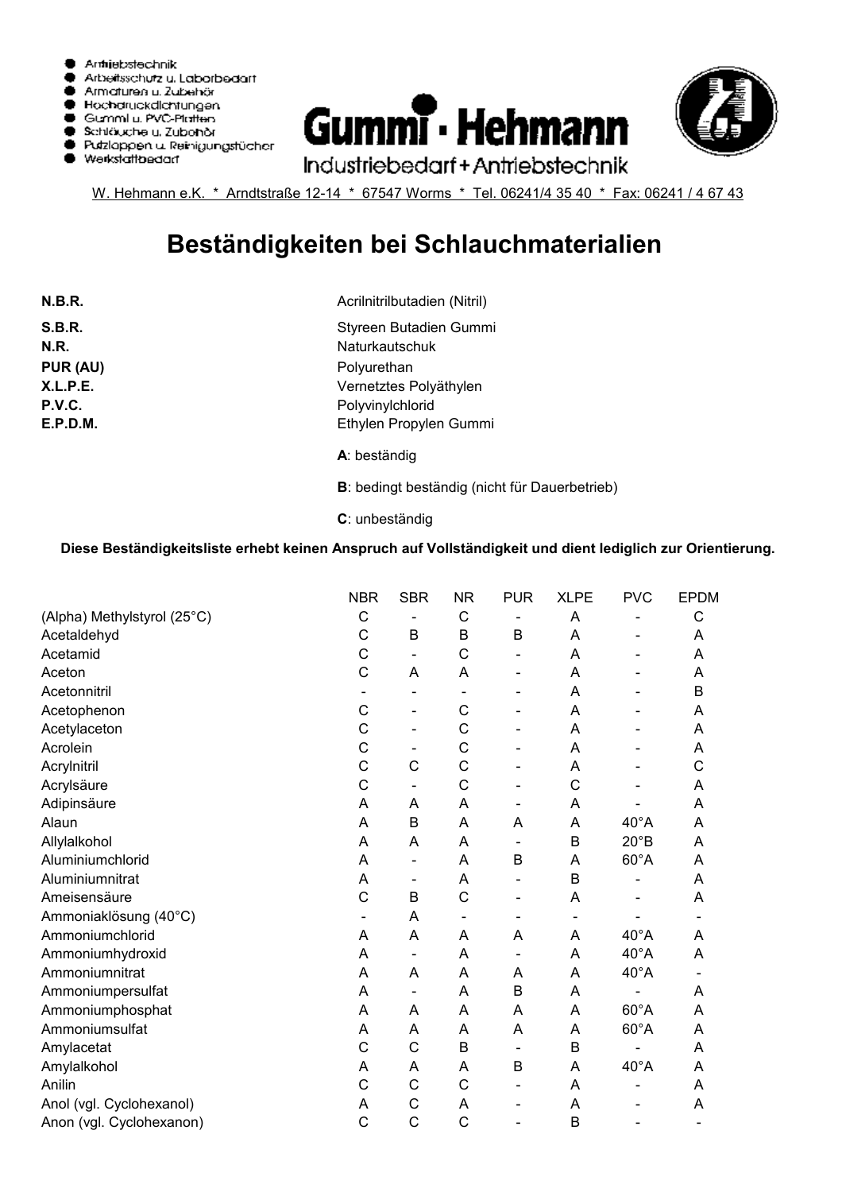- Antriebstechnik
- Arbeitsschutz u. Laborbedarf
- Armaturen u. Zubehör
- Hochdruckdichtungen
- Gummi u. PVC-Platten
- Schläuche u. Zubehör
- Putzlappen u. Reinigungstücher
- Werkstattbedarf

**Gummi · Hehmann**
Industriebedarf + Antriebstechnik

W. Hehmann e.K. * Arndtstraße 12-14 * 67547 Worms * Tel. 06241/4 35 40 * Fax: 06241 / 4 67 43

# Beständigkeiten bei Schlauchmaterialien

| | |
|---|---|
| **N.B.R.** | Acrilnitrilbutadien (Nitril) |
| **S.B.R.** | Styreen Butadien Gummi |
| **N.R.** | Naturkautschuk |
| **PUR (AU)** | Polyurethan |
| **X.L.P.E.** | Vernetztes Polyäthylen |
| **P.V.C.** | Polyvinylchlorid |
| **E.P.D.M.** | Ethylen Propylen Gummi |

**A**: beständig

**B**: bedingt beständig (nicht für Dauerbetrieb)

**C**: unbeständig

**Diese Beständigkeitsliste erhebt keinen Anspruch auf Vollständigkeit und dient lediglich zur Orientierung.**

| | NBR | SBR | NR | PUR | XLPE | PVC | EPDM |
|---|---|---|---|---|---|---|---|
| (Alpha) Methylstyrol (25°C) | C | - | C | - | A | - | C |
| Acetaldehyd | C | B | B | B | A | - | A |
| Acetamid | C | - | C | - | A | - | A |
| Aceton | C | A | A | - | A | - | A |
| Acetonnitril | - | - | - | - | A | - | B |
| Acetophenon | C | - | C | - | A | - | A |
| Acetylaceton | C | - | C | - | A | - | A |
| Acrolein | C | - | C | - | A | - | A |
| Acrylnitril | C | C | C | - | A | - | C |
| Acrylsäure | C | - | C | - | C | - | A |
| Adipinsäure | A | A | A | - | A | - | A |
| Alaun | A | B | A | A | A | 40°A | A |
| Allylalkohol | A | A | A | - | B | 20°B | A |
| Aluminiumchlorid | A | - | A | B | A | 60°A | A |
| Aluminiumnitrat | A | - | A | - | B | - | A |
| Ameisensäure | C | B | C | - | A | - | A |
| Ammoniaklösung (40°C) | - | A | - | - | - | - | - |
| Ammoniumchlorid | A | A | A | A | A | 40°A | A |
| Ammoniumhydroxid | A | - | A | - | A | 40°A | A |
| Ammoniumnitrat | A | A | A | A | A | 40°A | - |
| Ammoniumpersulfat | A | - | A | B | A | - | A |
| Ammoniumphosphat | A | A | A | A | A | 60°A | A |
| Ammoniumsulfat | A | A | A | A | A | 60°A | A |
| Amylacetat | C | C | B | - | B | - | A |
| Amylalkohol | A | A | A | B | A | 40°A | A |
| Anilin | C | C | C | - | A | - | A |
| Anol (vgl. Cyclohexanol) | A | C | A | - | A | - | A |
| Anon (vgl. Cyclohexanon) | C | C | C | - | B | - | - |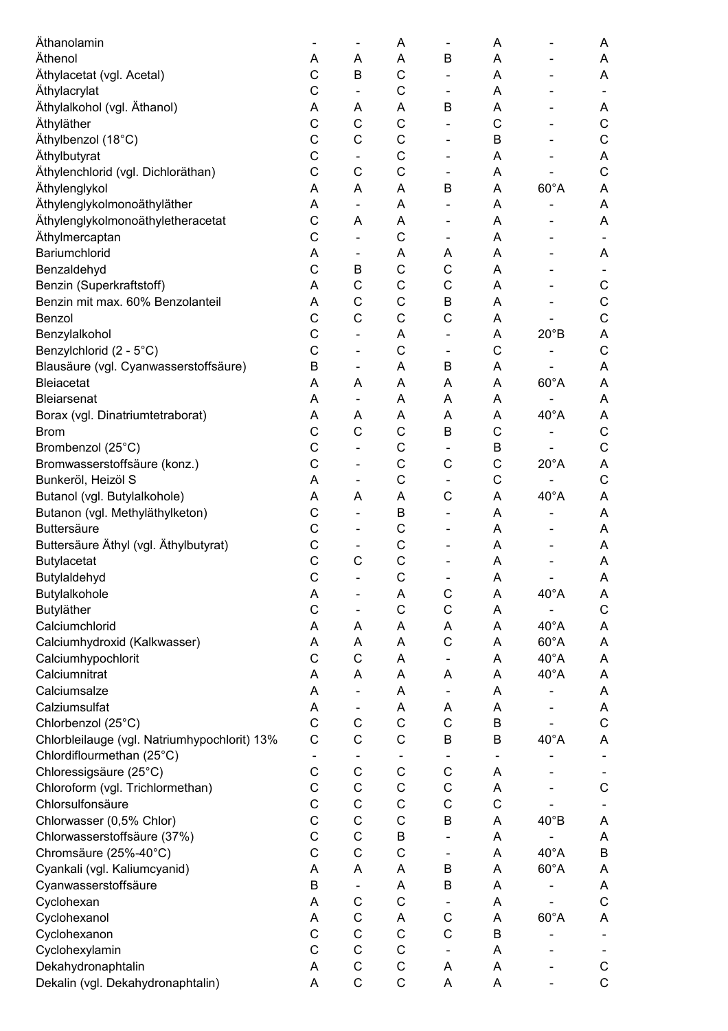| | | | | | | | |
|---|---|---|---|---|---|---|---|
| Äthanolamin | - | - | A | - | A | - | A |
| Äthenol | A | A | A | B | A | - | A |
| Äthylacetat (vgl. Acetal) | C | B | C | - | A | - | A |
| Äthylacrylat | C | - | C | - | A | - | - |
| Äthylalkohol (vgl. Äthanol) | A | A | A | B | A | - | A |
| Äthyläther | C | C | C | - | C | - | C |
| Äthylbenzol (18°C) | C | C | C | - | B | - | C |
| Äthylbutyrat | C | - | C | - | A | - | A |
| Äthylenchlorid (vgl. Dichloräthan) | C | C | C | - | A | - | C |
| Äthylenglykol | A | A | A | B | A | 60°A | A |
| Äthylenglykolmonoäthyläther | A | - | A | - | A | - | A |
| Äthylenglykolmonoäthyletheracetat | C | A | A | - | A | - | A |
| Äthylmercaptan | C | - | C | - | A | - | - |
| Bariumchlorid | A | - | A | A | A | - | A |
| Benzaldehyd | C | B | C | C | A | - | - |
| Benzin (Superkraftstoff) | A | C | C | C | A | - | C |
| Benzin mit max. 60% Benzolanteil | A | C | C | B | A | - | C |
| Benzol | C | C | C | C | A | - | C |
| Benzylalkohol | C | - | A | - | A | 20°B | A |
| Benzylchlorid (2 - 5°C) | C | - | C | - | C | - | C |
| Blausäure (vgl. Cyanwasserstoffsäure) | B | - | A | B | A | - | A |
| Bleiacetat | A | A | A | A | A | 60°A | A |
| Bleiarsenat | A | - | A | A | A | - | A |
| Borax (vgl. Dinatriumtetraborat) | A | A | A | A | A | 40°A | A |
| Brom | C | C | C | B | C | - | C |
| Brombenzol (25°C) | C | - | C | - | B | - | C |
| Bromwasserstoffsäure (konz.) | C | - | C | C | C | 20°A | A |
| Bunkeröl, Heizöl S | A | - | C | - | C | - | C |
| Butanol (vgl. Butylalkohole) | A | A | A | C | A | 40°A | A |
| Butanon (vgl. Methyläthylketon) | C | - | B | - | A | - | A |
| Buttersäure | C | - | C | - | A | - | A |
| Buttersäure Äthyl (vgl. Äthylbutyrat) | C | - | C | - | A | - | A |
| Butylacetat | C | C | C | - | A | - | A |
| Butylaldehyd | C | - | C | - | A | - | A |
| Butylalkohole | A | - | A | C | A | 40°A | A |
| Butyläther | C | - | C | C | A | - | C |
| Calciumchlorid | A | A | A | A | A | 40°A | A |
| Calciumhydroxid (Kalkwasser) | A | A | A | C | A | 60°A | A |
| Calciumhypochlorit | C | C | A | - | A | 40°A | A |
| Calciumnitrat | A | A | A | A | A | 40°A | A |
| Calciumsalze | A | - | A | - | A | - | A |
| Calziumsulfat | A | - | A | A | A | - | A |
| Chlorbenzol (25°C) | C | C | C | C | B | - | C |
| Chlorbleilauge (vgl. Natriumhypochlorit) 13% | C | C | C | B | B | 40°A | A |
| Chlordiflourmethan (25°C) | - | - | - | - | - | - | - |
| Chloressigsäure (25°C) | C | C | C | C | A | - | - |
| Chloroform (vgl. Trichlormethan) | C | C | C | C | A | - | C |
| Chlorsulfonsäure | C | C | C | C | C | - | - |
| Chlorwasser (0,5% Chlor) | C | C | C | B | A | 40°B | A |
| Chlorwasserstoffsäure (37%) | C | C | B | - | A | - | A |
| Chromsäure (25%-40°C) | C | C | C | - | A | 40°A | B |
| Cyankali (vgl. Kaliumcyanid) | A | A | A | B | A | 60°A | A |
| Cyanwasserstoffsäure | B | - | A | B | A | - | A |
| Cyclohexan | A | C | C | - | A | - | C |
| Cyclohexanol | A | C | A | C | A | 60°A | A |
| Cyclohexanon | C | C | C | C | B | - | - |
| Cyclohexylamin | C | C | C | - | A | - | - |
| Dekahydronaphtalin | A | C | C | A | A | - | C |
| Dekalin (vgl. Dekahydronaphtalin) | A | C | C | A | A | - | C |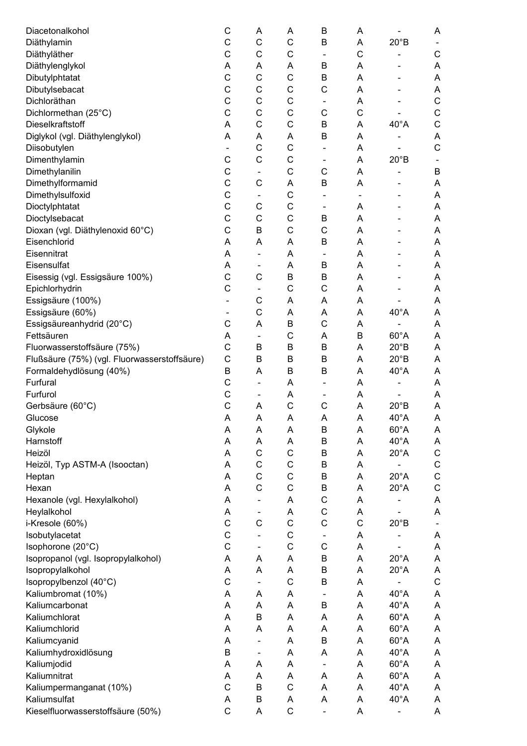| | | | | | | | |
|---|---|---|---|---|---|---|---|
| Diacetonalkohol | C | A | A | B | A | - | A |
| Diäthylamin | C | C | C | B | A | 20°B | - |
| Diäthyläther | C | C | C | - | C | - | C |
| Diäthylenglykol | A | A | A | B | A | - | A |
| Dibutylphtatat | C | C | C | B | A | - | A |
| Dibutylsebacat | C | C | C | C | A | - | A |
| Dichloräthan | C | C | C | - | A | - | C |
| Dichlormethan (25°C) | C | C | C | C | C | - | C |
| Dieselkraftstoff | A | C | C | B | A | 40°A | C |
| Diglykol (vgl. Diäthylenglykol) | A | A | A | B | A | - | A |
| Diisobutylen | - | C | C | - | A | - | C |
| Dimenthylamin | C | C | C | - | A | 20°B | - |
| Dimethylanilin | C | - | C | C | A | - | B |
| Dimethylformamid | C | C | A | B | A | - | A |
| Dimethylsulfoxid | C | - | C | - | - | - | A |
| Dioctylphtatat | C | C | C | - | A | - | A |
| Dioctylsebacat | C | C | C | B | A | - | A |
| Dioxan (vgl. Diäthylenoxid 60°C) | C | B | C | C | A | - | A |
| Eisenchlorid | A | A | A | B | A | - | A |
| Eisennitrat | A | - | A | - | A | - | A |
| Eisensulfat | A | - | A | B | A | - | A |
| Eisessig (vgl. Essigsäure 100%) | C | C | B | B | A | - | A |
| Epichlorhydrin | C | - | C | C | A | - | A |
| Essigsäure (100%) | - | C | A | A | A | - | A |
| Essigsäure (60%) | - | C | A | A | A | 40°A | A |
| Essigsäureanhydrid (20°C) | C | A | B | C | A | - | A |
| Fettsäuren | A | - | C | A | B | 60°A | A |
| Fluorwasserstoffsäure (75%) | C | B | B | B | A | 20°B | A |
| Flußsäure (75%) (vgl. Fluorwasserstoffsäure) | C | B | B | B | A | 20°B | A |
| Formaldehydlösung (40%) | B | A | B | B | A | 40°A | A |
| Furfural | C | - | A | - | A | - | A |
| Furfurol | C | - | A | - | A | - | A |
| Gerbsäure (60°C) | C | A | C | C | A | 20°B | A |
| Glucose | A | A | A | A | A | 40°A | A |
| Glykole | A | A | A | B | A | 60°A | A |
| Harnstoff | A | A | A | B | A | 40°A | A |
| Heizöl | A | C | C | B | A | 20°A | C |
| Heizöl, Typ ASTM-A (Isooctan) | A | C | C | B | A | - | C |
| Heptan | A | C | C | B | A | 20°A | C |
| Hexan | A | C | C | B | A | 20°A | C |
| Hexanole (vgl. Hexylalkohol) | A | - | A | C | A | - | A |
| Heylalkohol | A | - | A | C | A | - | A |
| i-Kresole (60%) | C | C | C | C | C | 20°B | - |
| Isobutylacetat | C | - | C | - | A | - | A |
| Isophorone (20°C) | C | - | C | C | A | - | A |
| Isopropanol (vgl. Isopropylalkohol) | A | A | A | B | A | 20°A | A |
| Isopropylalkohol | A | A | A | B | A | 20°A | A |
| Isopropylbenzol (40°C) | C | - | C | B | A | - | C |
| Kaliumbromat (10%) | A | A | A | - | A | 40°A | A |
| Kaliumcarbonat | A | A | A | B | A | 40°A | A |
| Kaliumchlorat | A | B | A | A | A | 60°A | A |
| Kaliumchlorid | A | A | A | A | A | 60°A | A |
| Kaliumcyanid | A | - | A | B | A | 60°A | A |
| Kaliumhydroxidlösung | B | - | A | A | A | 40°A | A |
| Kaliumjodid | A | A | A | - | A | 60°A | A |
| Kaliumnitrat | A | A | A | A | A | 60°A | A |
| Kaliumpermanganat (10%) | C | B | C | A | A | 40°A | A |
| Kaliumsulfat | A | B | A | A | A | 40°A | A |
| Kieselfluorwasserstoffsäure (50%) | C | A | C | - | A | - | A |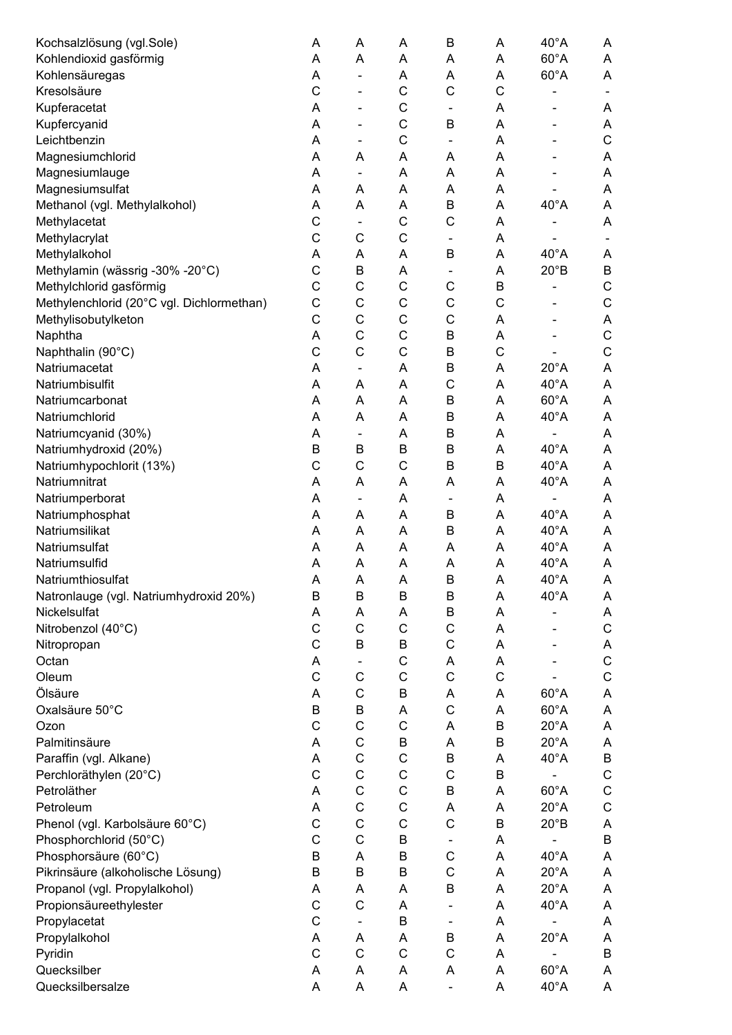| | | | | | | | |
|---|---|---|---|---|---|---|---|
| Kochsalzlösung (vgl.Sole) | A | A | A | B | A | 40°A | A |
| Kohlendioxid gasförmig | A | A | A | A | A | 60°A | A |
| Kohlensäuregas | A | - | A | A | A | 60°A | A |
| Kresolsäure | C | - | C | C | C | - | - |
| Kupferacetat | A | - | C | - | A | - | A |
| Kupfercyanid | A | - | C | B | A | - | A |
| Leichtbenzin | A | - | C | - | A | - | C |
| Magnesiumchlorid | A | A | A | A | A | - | A |
| Magnesiumlauge | A | - | A | A | A | - | A |
| Magnesiumsulfat | A | A | A | A | A | - | A |
| Methanol (vgl. Methylalkohol) | A | A | A | B | A | 40°A | A |
| Methylacetat | C | - | C | C | A | - | A |
| Methylacrylat | C | C | C | - | A | - | - |
| Methylalkohol | A | A | A | B | A | 40°A | A |
| Methylamin (wässrig -30% -20°C) | C | B | A | - | A | 20°B | B |
| Methylchlorid gasförmig | C | C | C | C | B | - | C |
| Methylenchlorid (20°C vgl. Dichlormethan) | C | C | C | C | C | - | C |
| Methylisobutylketon | C | C | C | C | A | - | A |
| Naphtha | A | C | C | B | A | - | C |
| Naphthalin (90°C) | C | C | C | B | C | - | C |
| Natriumacetat | A | - | A | B | A | 20°A | A |
| Natriumbisulfit | A | A | A | C | A | 40°A | A |
| Natriumcarbonat | A | A | A | B | A | 60°A | A |
| Natriumchlorid | A | A | A | B | A | 40°A | A |
| Natriumcyanid (30%) | A | - | A | B | A | - | A |
| Natriumhydroxid (20%) | B | B | B | B | A | 40°A | A |
| Natriumhypochlorit (13%) | C | C | C | B | B | 40°A | A |
| Natriumnitrat | A | A | A | A | A | 40°A | A |
| Natriumperborat | A | - | A | - | A | - | A |
| Natriumphosphat | A | A | A | B | A | 40°A | A |
| Natriumsilikat | A | A | A | B | A | 40°A | A |
| Natriumsulfat | A | A | A | A | A | 40°A | A |
| Natriumsulfid | A | A | A | A | A | 40°A | A |
| Natriumthiosulfat | A | A | A | B | A | 40°A | A |
| Natronlauge (vgl. Natriumhydroxid 20%) | B | B | B | B | A | 40°A | A |
| Nickelsulfat | A | A | A | B | A | - | A |
| Nitrobenzol (40°C) | C | C | C | C | A | - | C |
| Nitropropan | C | B | B | C | A | - | A |
| Octan | A | - | C | A | A | - | C |
| Oleum | C | C | C | C | C | - | C |
| Ölsäure | A | C | B | A | A | 60°A | A |
| Oxalsäure 50°C | B | B | A | C | A | 60°A | A |
| Ozon | C | C | C | A | B | 20°A | A |
| Palmitinsäure | A | C | B | A | B | 20°A | A |
| Paraffin (vgl. Alkane) | A | C | C | B | A | 40°A | B |
| Perchloräthylen (20°C) | C | C | C | C | B | - | C |
| Petroläther | A | C | C | B | A | 60°A | C |
| Petroleum | A | C | C | A | A | 20°A | C |
| Phenol (vgl. Karbolsäure 60°C) | C | C | C | C | B | 20°B | A |
| Phosphorchlorid (50°C) | C | C | B | - | A | - | B |
| Phosphorsäure (60°C) | B | A | B | C | A | 40°A | A |
| Pikrinsäure (alkoholische Lösung) | B | B | B | C | A | 20°A | A |
| Propanol (vgl. Propylalkohol) | A | A | A | B | A | 20°A | A |
| Propionsäureethylester | C | C | A | - | A | 40°A | A |
| Propylacetat | C | - | B | - | A | - | A |
| Propylalkohol | A | A | A | B | A | 20°A | A |
| Pyridin | C | C | C | C | A | - | B |
| Quecksilber | A | A | A | A | A | 60°A | A |
| Quecksilbersalze | A | A | A | - | A | 40°A | A |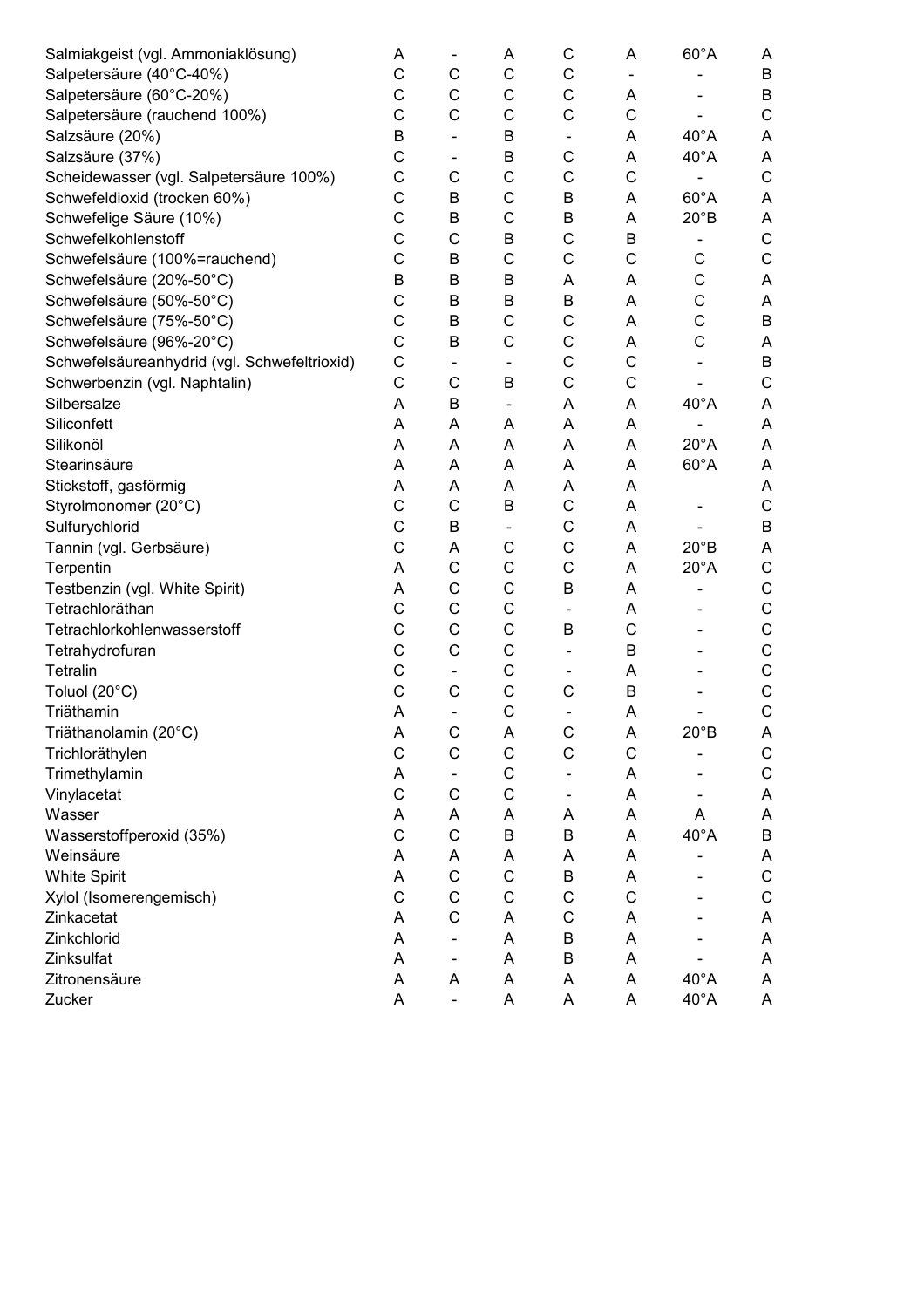| | | | | | | | |
|---|---|---|---|---|---|---|---|
| Salmiakgeist (vgl. Ammoniaklösung) | A | - | A | C | A | 60°A | A |
| Salpetersäure (40°C-40%) | C | C | C | C | - | - | B |
| Salpetersäure (60°C-20%) | C | C | C | C | A | - | B |
| Salpetersäure (rauchend 100%) | C | C | C | C | C | - | C |
| Salzsäure (20%) | B | - | B | - | A | 40°A | A |
| Salzsäure (37%) | C | - | B | C | A | 40°A | A |
| Scheidewasser (vgl. Salpetersäure 100%) | C | C | C | C | C | - | C |
| Schwefeldioxid (trocken 60%) | C | B | C | B | A | 60°A | A |
| Schwefelige Säure (10%) | C | B | C | B | A | 20°B | A |
| Schwefelkohlenstoff | C | C | B | C | B | - | C |
| Schwefelsäure (100%=rauchend) | C | B | C | C | C | C | C |
| Schwefelsäure (20%-50°C) | B | B | B | A | A | C | A |
| Schwefelsäure (50%-50°C) | C | B | B | B | A | C | A |
| Schwefelsäure (75%-50°C) | C | B | C | C | A | C | B |
| Schwefelsäure (96%-20°C) | C | B | C | C | A | C | A |
| Schwefelsäureanhydrid (vgl. Schwefeltrioxid) | C | - | - | C | C | - | B |
| Schwerbenzin (vgl. Naphtalin) | C | C | B | C | C | - | C |
| Silbersalze | A | B | - | A | A | 40°A | A |
| Siliconfett | A | A | A | A | A | - | A |
| Silikonöl | A | A | A | A | A | 20°A | A |
| Stearinsäure | A | A | A | A | A | 60°A | A |
| Stickstoff, gasförmig | A | A | A | A | A | | A |
| Styrolmonomer (20°C) | C | C | B | C | A | - | C |
| Sulfurychlorid | C | B | - | C | A | - | B |
| Tannin (vgl. Gerbsäure) | C | A | C | C | A | 20°B | A |
| Terpentin | A | C | C | C | A | 20°A | C |
| Testbenzin (vgl. White Spirit) | A | C | C | B | A | - | C |
| Tetrachloräthan | C | C | C | - | A | - | C |
| Tetrachlorkohlenwasserstoff | C | C | C | B | C | - | C |
| Tetrahydrofuran | C | C | C | - | B | - | C |
| Tetralin | C | - | C | - | A | - | C |
| Toluol (20°C) | C | C | C | C | B | - | C |
| Triäthamin | A | - | C | - | A | - | C |
| Triäthanolamin (20°C) | A | C | A | C | A | 20°B | A |
| Trichloräthylen | C | C | C | C | C | - | C |
| Trimethylamin | A | - | C | - | A | - | C |
| Vinylacetat | C | C | C | - | A | - | A |
| Wasser | A | A | A | A | A | A | A |
| Wasserstoffperoxid (35%) | C | C | B | B | A | 40°A | B |
| Weinsäure | A | A | A | A | A | - | A |
| White Spirit | A | C | C | B | A | - | C |
| Xylol (Isomerengemisch) | C | C | C | C | C | - | C |
| Zinkacetat | A | C | A | C | A | - | A |
| Zinkchlorid | A | - | A | B | A | - | A |
| Zinksulfat | A | - | A | B | A | - | A |
| Zitronensäure | A | A | A | A | A | 40°A | A |
| Zucker | A | - | A | A | A | 40°A | A |